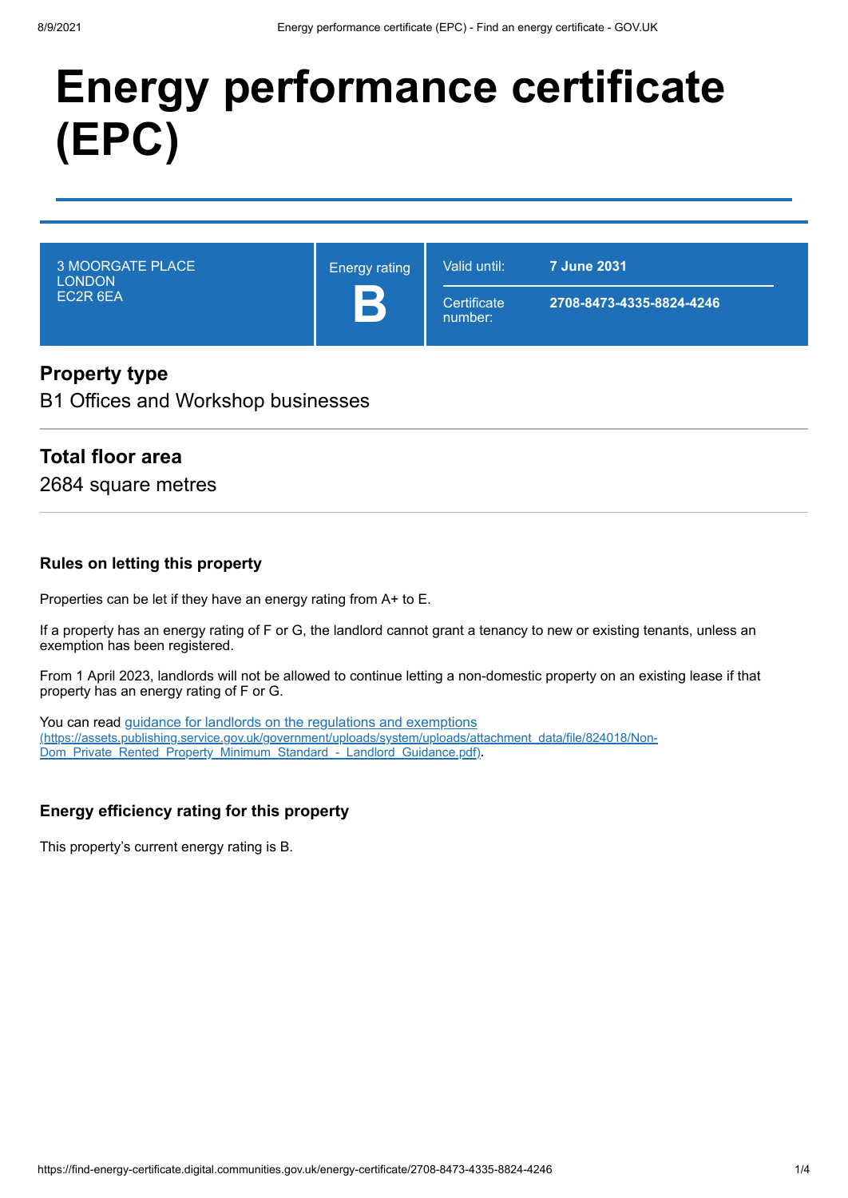# Energy performance certificate (EPC)

| 3 MOORGATE PLACE<br>LONDON<br>EC2R 6EA | Energy rating<br>**B** | Valid until: **7 June 2031**<br>Certificate number: **2708-8473-4335-8824-4246** |
|---|---|---|

## Property type

B1 Offices and Workshop businesses

## Total floor area

2684 square metres

### Rules on letting this property

Properties can be let if they have an energy rating from A+ to E.

If a property has an energy rating of F or G, the landlord cannot grant a tenancy to new or existing tenants, unless an exemption has been registered.

From 1 April 2023, landlords will not be allowed to continue letting a non-domestic property on an existing lease if that property has an energy rating of F or G.

You can read [guidance for landlords on the regulations and exemptions](https://assets.publishing.service.gov.uk/government/uploads/system/uploads/attachment_data/file/824018/Non-Dom_Private_Rented_Property_Minimum_Standard_-_Landlord_Guidance.pdf) (https://assets.publishing.service.gov.uk/government/uploads/system/uploads/attachment_data/file/824018/Non-Dom_Private_Rented_Property_Minimum_Standard_-_Landlord_Guidance.pdf).

### Energy efficiency rating for this property

This property's current energy rating is B.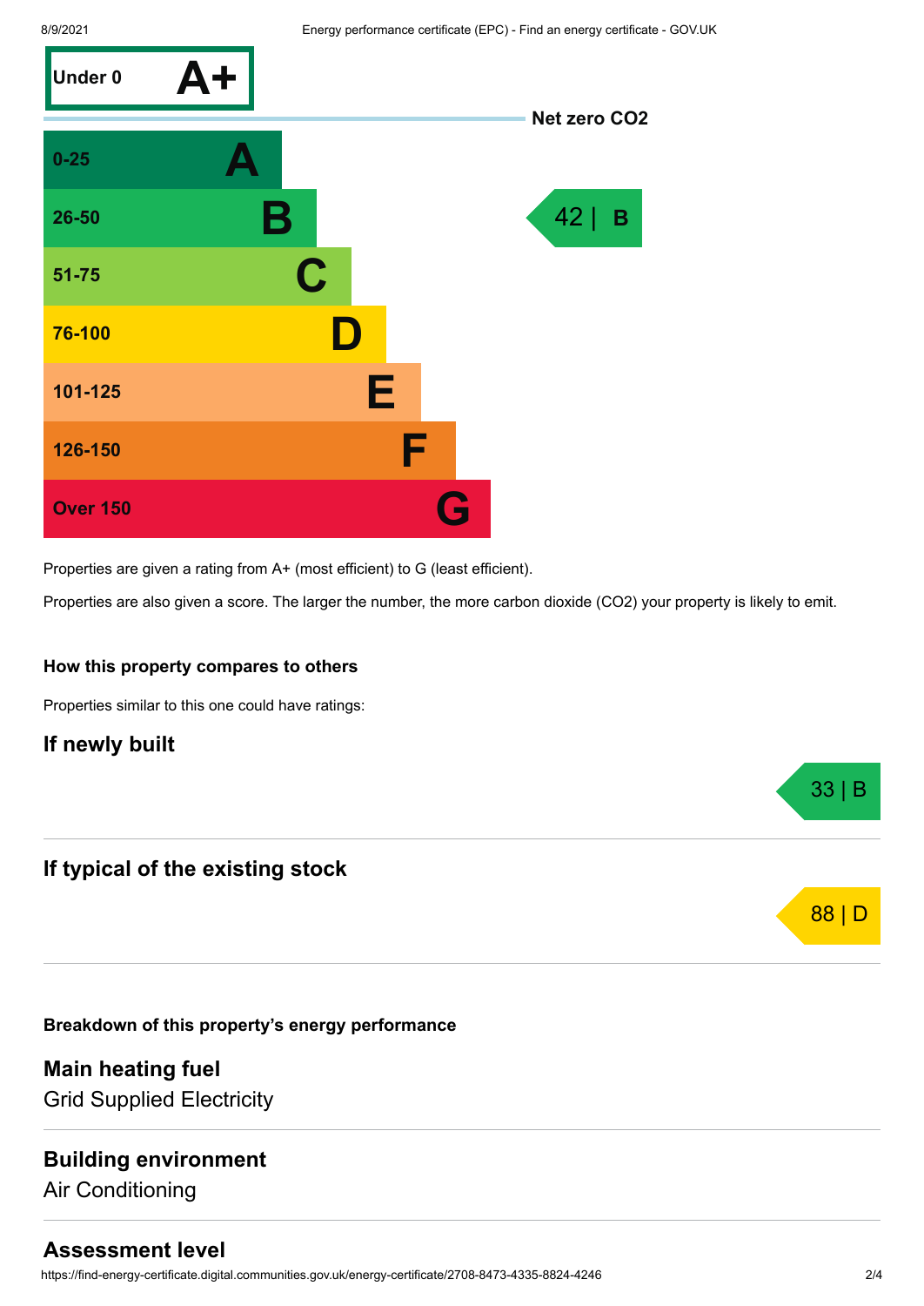| Score | Rating |
| --- | --- |
| Under 0 | A+ |
| 0-25 | A |
| 26-50 | B |
| 51-75 | C |
| 76-100 | D |
| 101-125 | E |
| 126-150 | F |
| Over 150 | G |

Net zero $CO_2$

This property: 42 | B

Properties are given a rating from A+ (most efficient) to G (least efficient).

Properties are also given a score. The larger the number, the more carbon dioxide ($CO_2$) your property is likely to emit.

### How this property compares to others

Properties similar to this one could have ratings:

## If newly built

33 | B

## If typical of the existing stock

88 | D

### Breakdown of this property's energy performance

## Main heating fuel

Grid Supplied Electricity

## Building environment

Air Conditioning

## Assessment level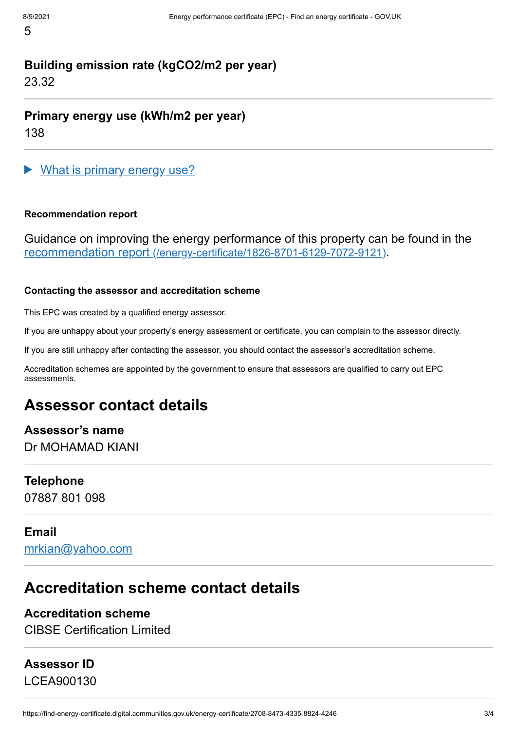5

**Building emission rate (kgCO2/m2 per year)**
23.32

**Primary energy use (kWh/m2 per year)**
138

▶ What is primary energy use?

#### Recommendation report

Guidance on improving the energy performance of this property can be found in the recommendation report (/energy-certificate/1826-8701-6129-7072-9121).

#### Contacting the assessor and accreditation scheme

This EPC was created by a qualified energy assessor.

If you are unhappy about your property's energy assessment or certificate, you can complain to the assessor directly.

If you are still unhappy after contacting the assessor, you should contact the assessor's accreditation scheme.

Accreditation schemes are appointed by the government to ensure that assessors are qualified to carry out EPC assessments.

## Assessor contact details

**Assessor's name**
Dr MOHAMAD KIANI

**Telephone**
07887 801 098

**Email**
mrkian@yahoo.com

## Accreditation scheme contact details

**Accreditation scheme**
CIBSE Certification Limited

**Assessor ID**
LCEA900130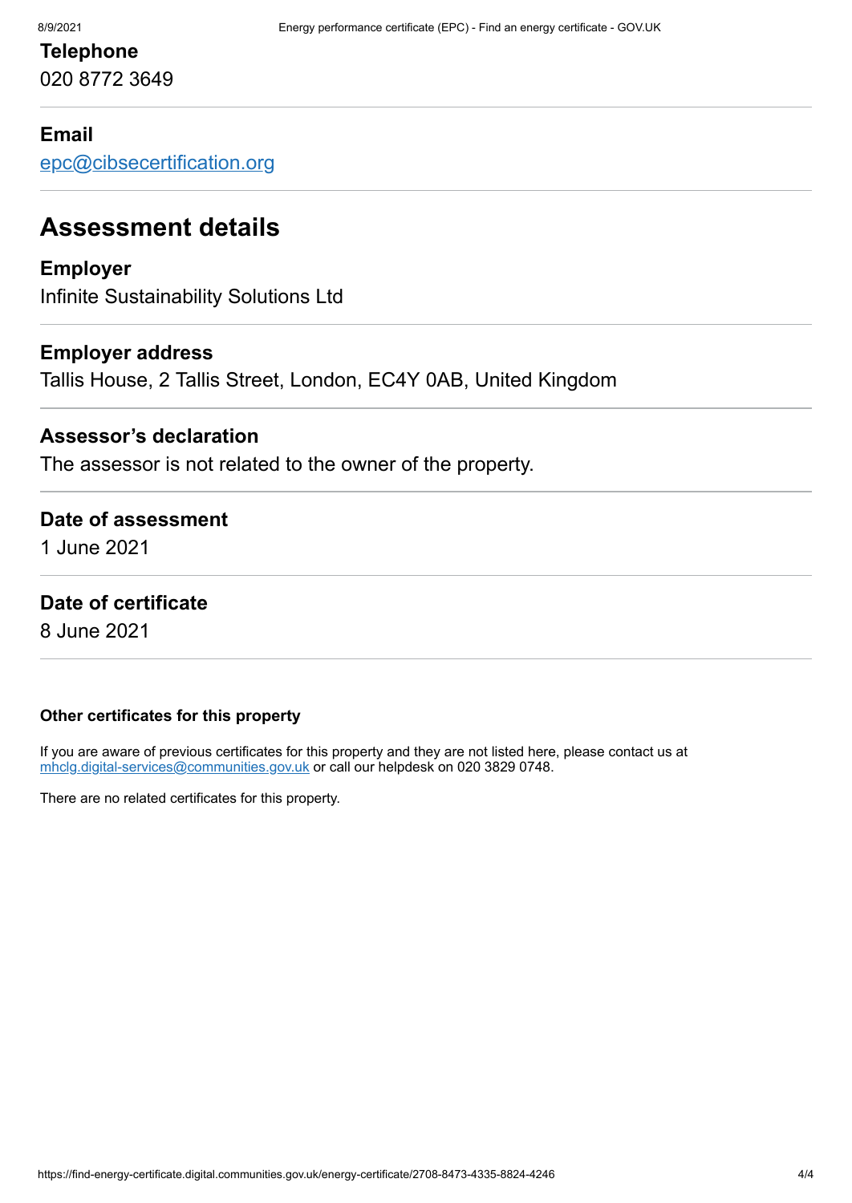### Telephone

020 8772 3649

### Email

[epc@cibsecertification.org](mailto:epc@cibsecertification.org)

## Assessment details

### Employer

Infinite Sustainability Solutions Ltd

### Employer address

Tallis House, 2 Tallis Street, London, EC4Y 0AB, United Kingdom

### Assessor's declaration

The assessor is not related to the owner of the property.

### Date of assessment

1 June 2021

### Date of certificate

8 June 2021

#### Other certificates for this property

If you are aware of previous certificates for this property and they are not listed here, please contact us at [mhclg.digital-services@communities.gov.uk](mailto:mhclg.digital-services@communities.gov.uk) or call our helpdesk on 020 3829 0748.

There are no related certificates for this property.